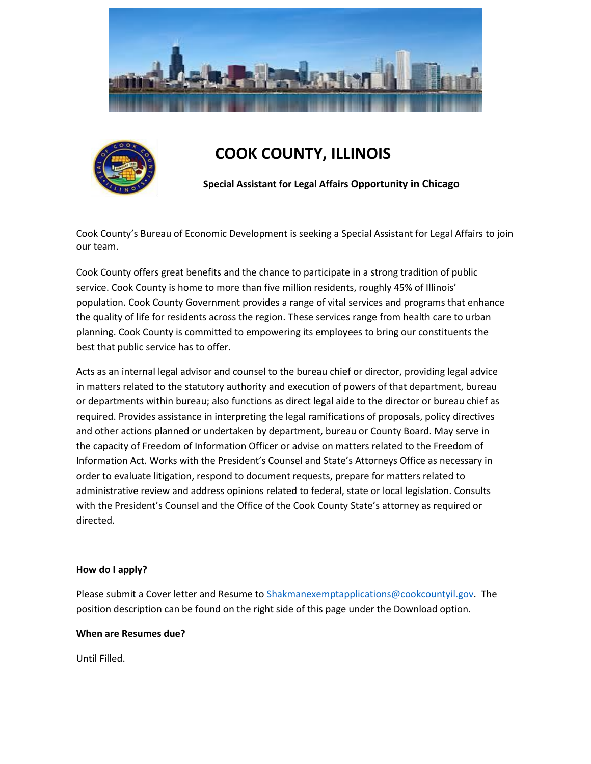# COOK COUNTY, ILLINOIS

**Special Assistant for Legal Affairs Opportunity in Chicago**

Cook County's Bureau of Economic Development is seeking a Special Assistant for Legal Affairs to join our team.

Cook County offers great benefits and the chance to participate in a strong tradition of public service. Cook County is home to more than five million residents, roughly 45% of Illinois' population. Cook County Government provides a range of vital services and programs that enhance the quality of life for residents across the region. These services range from health care to urban planning. Cook County is committed to empowering its employees to bring our constituents the best that public service has to offer.

Acts as an internal legal advisor and counsel to the bureau chief or director, providing legal advice in matters related to the statutory authority and execution of powers of that department, bureau or departments within bureau; also functions as direct legal aide to the director or bureau chief as required. Provides assistance in interpreting the legal ramifications of proposals, policy directives and other actions planned or undertaken by department, bureau or County Board. May serve in the capacity of Freedom of Information Officer or advise on matters related to the Freedom of Information Act. Works with the President's Counsel and State's Attorneys Office as necessary in order to evaluate litigation, respond to document requests, prepare for matters related to administrative review and address opinions related to federal, state or local legislation. Consults with the President's Counsel and the Office of the Cook County State's attorney as required or directed.

**How do I apply?**

Please submit a Cover letter and Resume to Shakmanexemptapplications@cookcountyil.gov. The position description can be found on the right side of this page under the Download option.

**When are Resumes due?**

Until Filled.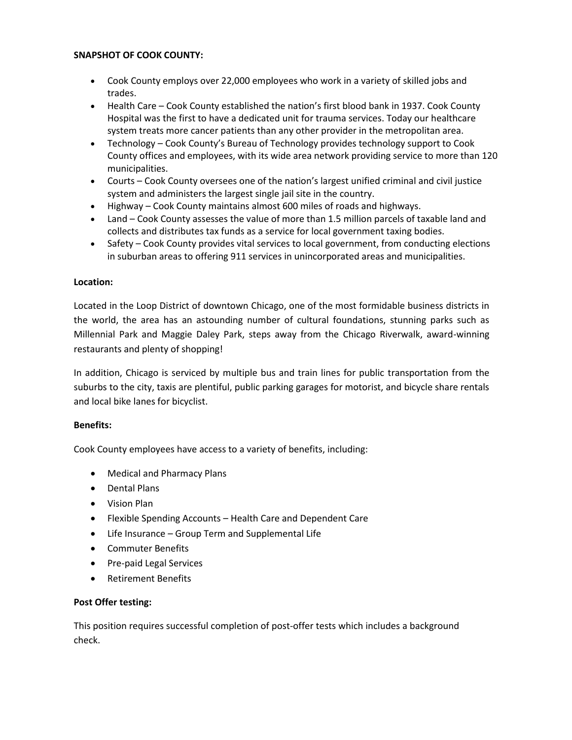**SNAPSHOT OF COOK COUNTY:**

- Cook County employs over 22,000 employees who work in a variety of skilled jobs and trades.
- Health Care – Cook County established the nation's first blood bank in 1937. Cook County Hospital was the first to have a dedicated unit for trauma services. Today our healthcare system treats more cancer patients than any other provider in the metropolitan area.
- Technology – Cook County's Bureau of Technology provides technology support to Cook County offices and employees, with its wide area network providing service to more than 120 municipalities.
- Courts – Cook County oversees one of the nation's largest unified criminal and civil justice system and administers the largest single jail site in the country.
- Highway – Cook County maintains almost 600 miles of roads and highways.
- Land – Cook County assesses the value of more than 1.5 million parcels of taxable land and collects and distributes tax funds as a service for local government taxing bodies.
- Safety – Cook County provides vital services to local government, from conducting elections in suburban areas to offering 911 services in unincorporated areas and municipalities.

**Location:**

Located in the Loop District of downtown Chicago, one of the most formidable business districts in the world, the area has an astounding number of cultural foundations, stunning parks such as Millennial Park and Maggie Daley Park, steps away from the Chicago Riverwalk, award-winning restaurants and plenty of shopping!

In addition, Chicago is serviced by multiple bus and train lines for public transportation from the suburbs to the city, taxis are plentiful, public parking garages for motorist, and bicycle share rentals and local bike lanes for bicyclist.

**Benefits:**

Cook County employees have access to a variety of benefits, including:

- Medical and Pharmacy Plans
- Dental Plans
- Vision Plan
- Flexible Spending Accounts – Health Care and Dependent Care
- Life Insurance – Group Term and Supplemental Life
- Commuter Benefits
- Pre-paid Legal Services
- Retirement Benefits

**Post Offer testing:**

This position requires successful completion of post-offer tests which includes a background check.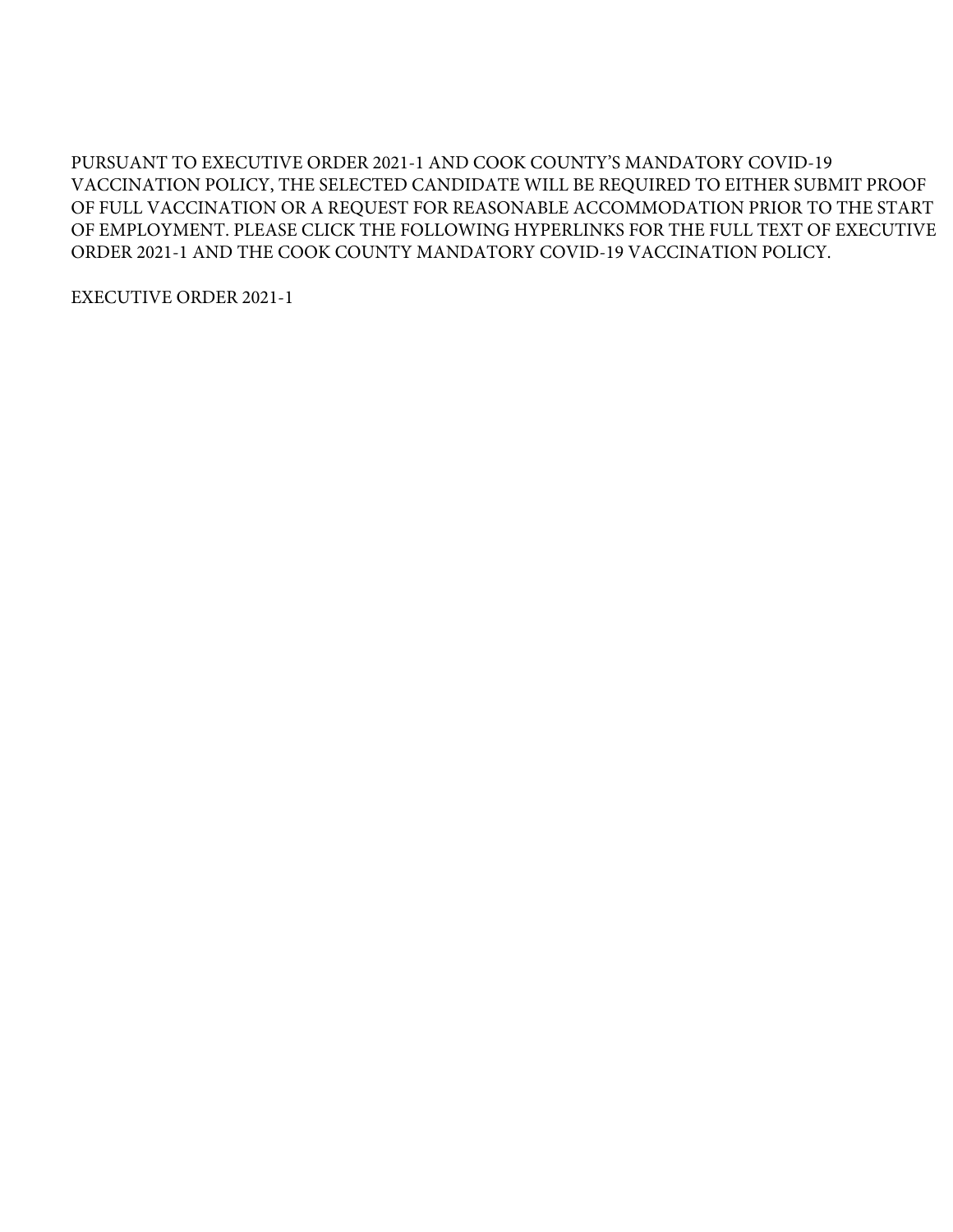PURSUANT TO EXECUTIVE ORDER 2021-1 AND COOK COUNTY'S MANDATORY COVID-19 VACCINATION POLICY, THE SELECTED CANDIDATE WILL BE REQUIRED TO EITHER SUBMIT PROOF OF FULL VACCINATION OR A REQUEST FOR REASONABLE ACCOMMODATION PRIOR TO THE START OF EMPLOYMENT. PLEASE CLICK THE FOLLOWING HYPERLINKS FOR THE FULL TEXT OF EXECUTIVE ORDER 2021-1 AND THE COOK COUNTY MANDATORY COVID-19 VACCINATION POLICY.

EXECUTIVE ORDER 2021-1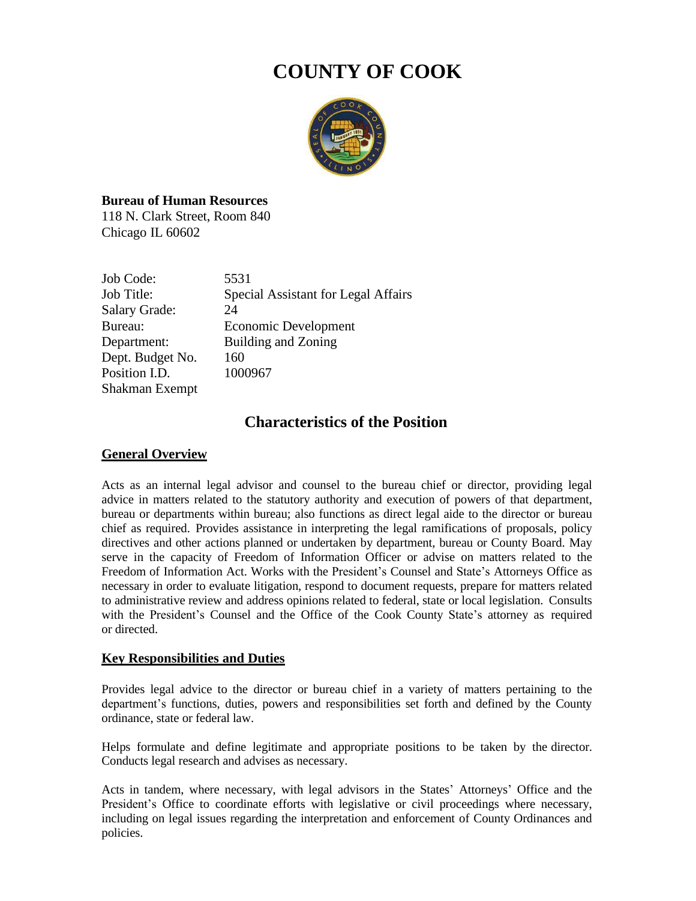# COUNTY OF COOK

**Bureau of Human Resources**
118 N. Clark Street, Room 840
Chicago IL 60602

| | |
|---|---|
| Job Code: | 5531 |
| Job Title: | Special Assistant for Legal Affairs |
| Salary Grade: | 24 |
| Bureau: | Economic Development |
| Department: | Building and Zoning |
| Dept. Budget No. | 160 |
| Position I.D. | 1000967 |
| Shakman Exempt | |

## Characteristics of the Position

### General Overview

Acts as an internal legal advisor and counsel to the bureau chief or director, providing legal advice in matters related to the statutory authority and execution of powers of that department, bureau or departments within bureau; also functions as direct legal aide to the director or bureau chief as required. Provides assistance in interpreting the legal ramifications of proposals, policy directives and other actions planned or undertaken by department, bureau or County Board. May serve in the capacity of Freedom of Information Officer or advise on matters related to the Freedom of Information Act. Works with the President's Counsel and State's Attorneys Office as necessary in order to evaluate litigation, respond to document requests, prepare for matters related to administrative review and address opinions related to federal, state or local legislation. Consults with the President's Counsel and the Office of the Cook County State's attorney as required or directed.

### Key Responsibilities and Duties

Provides legal advice to the director or bureau chief in a variety of matters pertaining to the department's functions, duties, powers and responsibilities set forth and defined by the County ordinance, state or federal law.

Helps formulate and define legitimate and appropriate positions to be taken by the director. Conducts legal research and advises as necessary.

Acts in tandem, where necessary, with legal advisors in the States' Attorneys' Office and the President's Office to coordinate efforts with legislative or civil proceedings where necessary, including on legal issues regarding the interpretation and enforcement of County Ordinances and policies.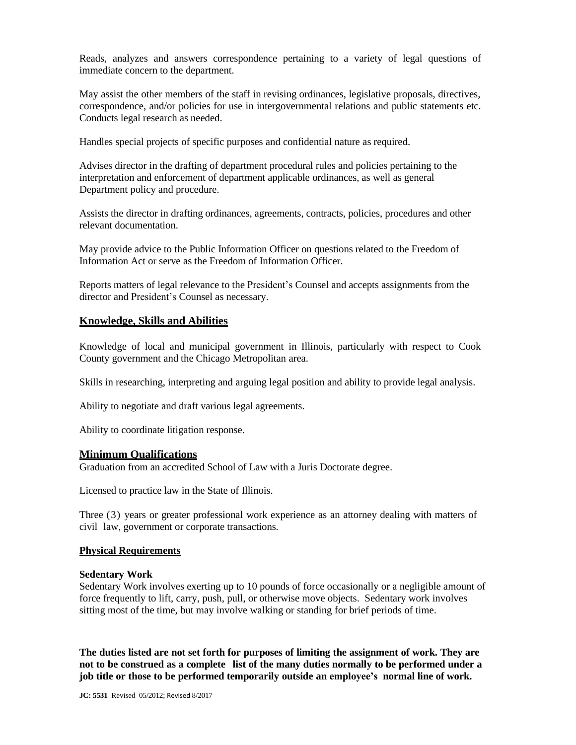Reads, analyzes and answers correspondence pertaining to a variety of legal questions of immediate concern to the department.

May assist the other members of the staff in revising ordinances, legislative proposals, directives, correspondence, and/or policies for use in intergovernmental relations and public statements etc. Conducts legal research as needed.

Handles special projects of specific purposes and confidential nature as required.

Advises director in the drafting of department procedural rules and policies pertaining to the interpretation and enforcement of department applicable ordinances, as well as general Department policy and procedure.

Assists the director in drafting ordinances, agreements, contracts, policies, procedures and other relevant documentation.

May provide advice to the Public Information Officer on questions related to the Freedom of Information Act or serve as the Freedom of Information Officer.

Reports matters of legal relevance to the President's Counsel and accepts assignments from the director and President's Counsel as necessary.

## Knowledge, Skills and Abilities

Knowledge of local and municipal government in Illinois, particularly with respect to Cook County government and the Chicago Metropolitan area.

Skills in researching, interpreting and arguing legal position and ability to provide legal analysis.

Ability to negotiate and draft various legal agreements.

Ability to coordinate litigation response.

## Minimum Qualifications

Graduation from an accredited School of Law with a Juris Doctorate degree.

Licensed to practice law in the State of Illinois.

Three (3) years or greater professional work experience as an attorney dealing with matters of civil law, government or corporate transactions.

### Physical Requirements

**Sedentary Work**
Sedentary Work involves exerting up to 10 pounds of force occasionally or a negligible amount of force frequently to lift, carry, push, pull, or otherwise move objects. Sedentary work involves sitting most of the time, but may involve walking or standing for brief periods of time.

**The duties listed are not set forth for purposes of limiting the assignment of work. They are not to be construed as a complete list of the many duties normally to be performed under a job title or those to be performed temporarily outside an employee's normal line of work.**

**JC: 5531** Revised 05/2012; Revised 8/2017